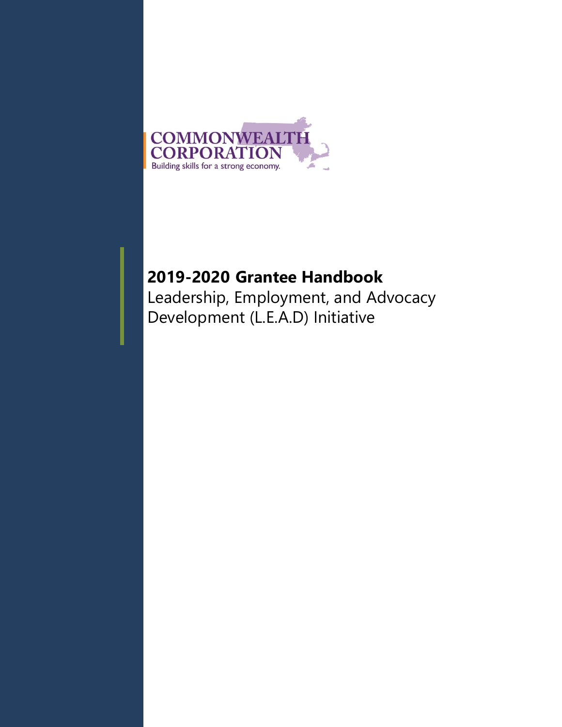COMMONWEALTH CORPORATION

Building skills for a strong economy.

# 2019-2020 Grantee Handbook

Leadership, Employment, and Advocacy Development (L.E.A.D) Initiative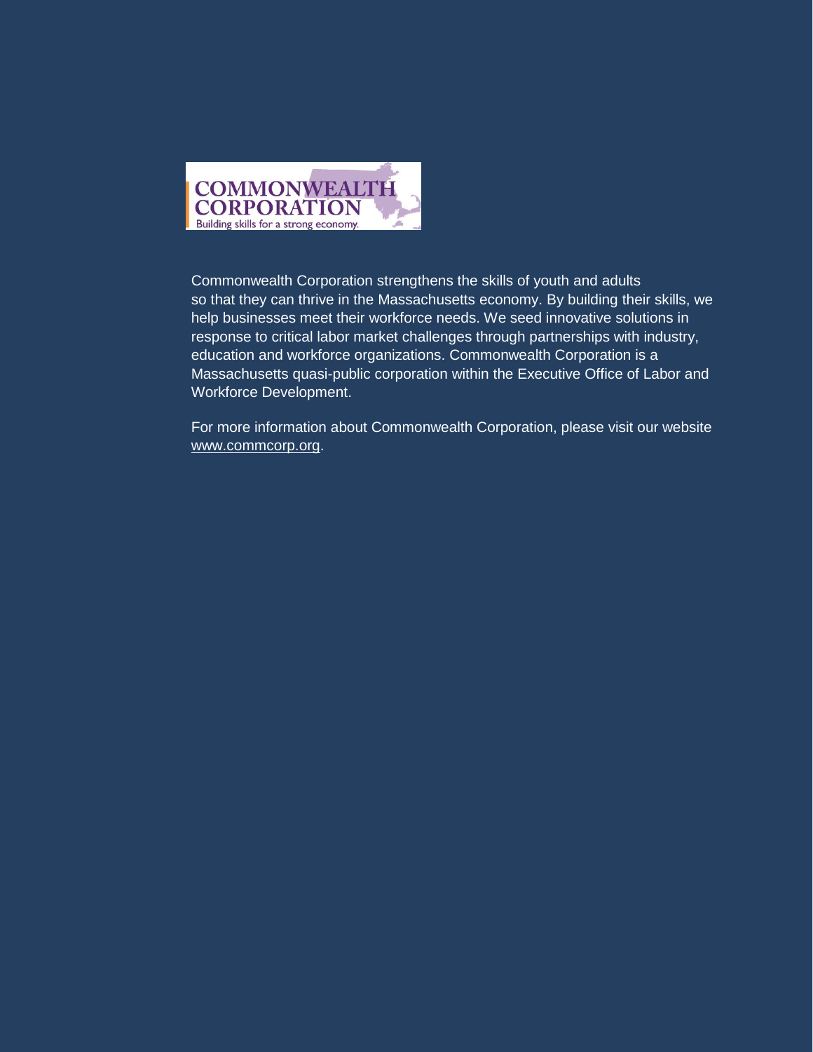COMMONWEALTH CORPORATION
Building skills for a strong economy.

Commonwealth Corporation strengthens the skills of youth and adults so that they can thrive in the Massachusetts economy. By building their skills, we help businesses meet their workforce needs. We seed innovative solutions in response to critical labor market challenges through partnerships with industry, education and workforce organizations. Commonwealth Corporation is a Massachusetts quasi-public corporation within the Executive Office of Labor and Workforce Development.

For more information about Commonwealth Corporation, please visit our website www.commcorp.org.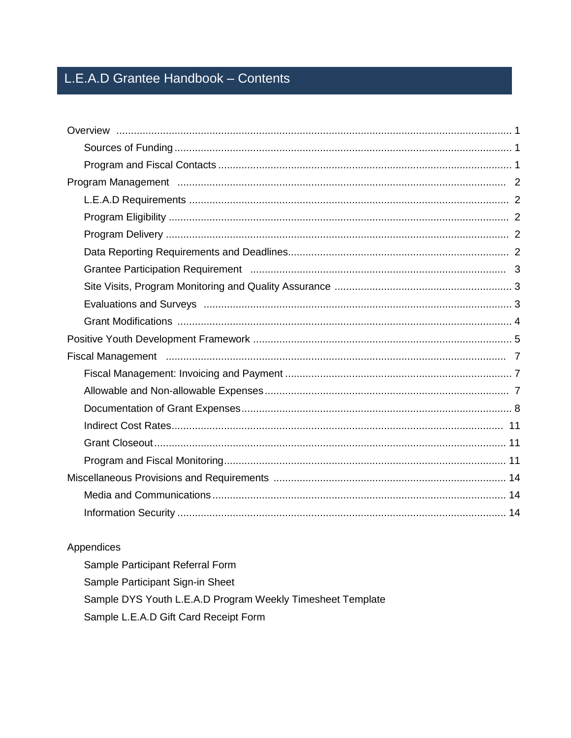# L.E.A.D Grantee Handbook – Contents

- Overview ..... 1
  - Sources of Funding ..... 1
  - Program and Fiscal Contacts ..... 1
- Program Management ..... 2
  - L.E.A.D Requirements ..... 2
  - Program Eligibility ..... 2
  - Program Delivery ..... 2
  - Data Reporting Requirements and Deadlines ..... 2
  - Grantee Participation Requirement ..... 3
  - Site Visits, Program Monitoring and Quality Assurance ..... 3
  - Evaluations and Surveys ..... 3
  - Grant Modifications ..... 4
- Positive Youth Development Framework ..... 5
- Fiscal Management ..... 7
  - Fiscal Management: Invoicing and Payment ..... 7
  - Allowable and Non-allowable Expenses ..... 7
  - Documentation of Grant Expenses ..... 8
  - Indirect Cost Rates ..... 11
  - Grant Closeout ..... 11
  - Program and Fiscal Monitoring ..... 11
- Miscellaneous Provisions and Requirements ..... 14
  - Media and Communications ..... 14
  - Information Security ..... 14

Appendices

- Sample Participant Referral Form
- Sample Participant Sign-in Sheet
- Sample DYS Youth L.E.A.D Program Weekly Timesheet Template
- Sample L.E.A.D Gift Card Receipt Form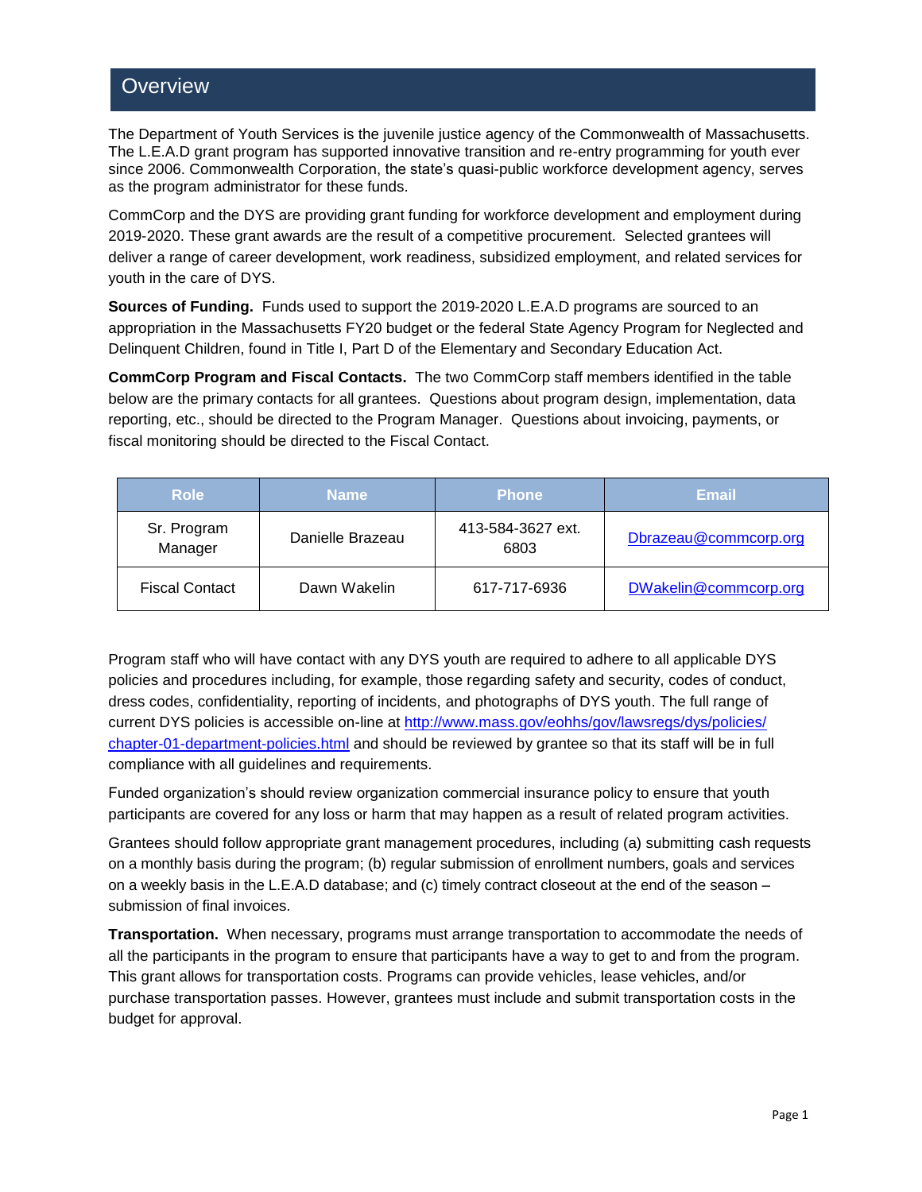# Overview

The Department of Youth Services is the juvenile justice agency of the Commonwealth of Massachusetts. The L.E.A.D grant program has supported innovative transition and re-entry programming for youth ever since 2006. Commonwealth Corporation, the state's quasi-public workforce development agency, serves as the program administrator for these funds.

CommCorp and the DYS are providing grant funding for workforce development and employment during 2019-2020. These grant awards are the result of a competitive procurement. Selected grantees will deliver a range of career development, work readiness, subsidized employment, and related services for youth in the care of DYS.

**Sources of Funding.** Funds used to support the 2019-2020 L.E.A.D programs are sourced to an appropriation in the Massachusetts FY20 budget or the federal State Agency Program for Neglected and Delinquent Children, found in Title I, Part D of the Elementary and Secondary Education Act.

**CommCorp Program and Fiscal Contacts.** The two CommCorp staff members identified in the table below are the primary contacts for all grantees. Questions about program design, implementation, data reporting, etc., should be directed to the Program Manager. Questions about invoicing, payments, or fiscal monitoring should be directed to the Fiscal Contact.

| Role | Name | Phone | Email |
|---|---|---|---|
| Sr. Program Manager | Danielle Brazeau | 413-584-3627 ext. 6803 | Dbrazeau@commcorp.org |
| Fiscal Contact | Dawn Wakelin | 617-717-6936 | DWakelin@commcorp.org |

Program staff who will have contact with any DYS youth are required to adhere to all applicable DYS policies and procedures including, for example, those regarding safety and security, codes of conduct, dress codes, confidentiality, reporting of incidents, and photographs of DYS youth. The full range of current DYS policies is accessible on-line at http://www.mass.gov/eohhs/gov/lawsregs/dys/policies/chapter-01-department-policies.html and should be reviewed by grantee so that its staff will be in full compliance with all guidelines and requirements.

Funded organization's should review organization commercial insurance policy to ensure that youth participants are covered for any loss or harm that may happen as a result of related program activities.

Grantees should follow appropriate grant management procedures, including (a) submitting cash requests on a monthly basis during the program; (b) regular submission of enrollment numbers, goals and services on a weekly basis in the L.E.A.D database; and (c) timely contract closeout at the end of the season – submission of final invoices.

**Transportation.** When necessary, programs must arrange transportation to accommodate the needs of all the participants in the program to ensure that participants have a way to get to and from the program. This grant allows for transportation costs. Programs can provide vehicles, lease vehicles, and/or purchase transportation passes. However, grantees must include and submit transportation costs in the budget for approval.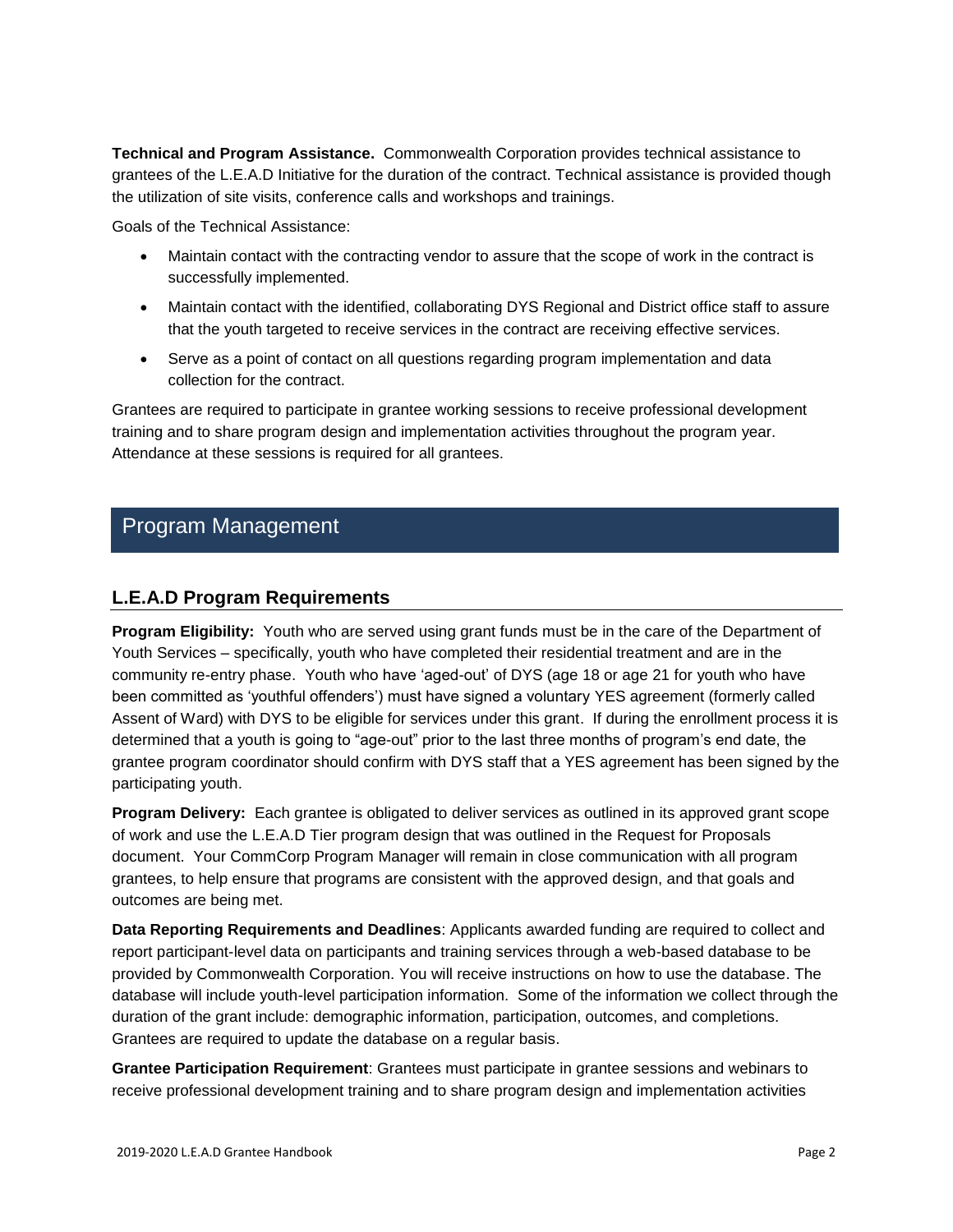**Technical and Program Assistance.** Commonwealth Corporation provides technical assistance to grantees of the L.E.A.D Initiative for the duration of the contract. Technical assistance is provided though the utilization of site visits, conference calls and workshops and trainings.

Goals of the Technical Assistance:

- Maintain contact with the contracting vendor to assure that the scope of work in the contract is successfully implemented.
- Maintain contact with the identified, collaborating DYS Regional and District office staff to assure that the youth targeted to receive services in the contract are receiving effective services.
- Serve as a point of contact on all questions regarding program implementation and data collection for the contract.

Grantees are required to participate in grantee working sessions to receive professional development training and to share program design and implementation activities throughout the program year. Attendance at these sessions is required for all grantees.

# Program Management

## L.E.A.D Program Requirements

**Program Eligibility:** Youth who are served using grant funds must be in the care of the Department of Youth Services – specifically, youth who have completed their residential treatment and are in the community re-entry phase. Youth who have 'aged-out' of DYS (age 18 or age 21 for youth who have been committed as 'youthful offenders') must have signed a voluntary YES agreement (formerly called Assent of Ward) with DYS to be eligible for services under this grant. If during the enrollment process it is determined that a youth is going to "age-out" prior to the last three months of program's end date, the grantee program coordinator should confirm with DYS staff that a YES agreement has been signed by the participating youth.

**Program Delivery:** Each grantee is obligated to deliver services as outlined in its approved grant scope of work and use the L.E.A.D Tier program design that was outlined in the Request for Proposals document. Your CommCorp Program Manager will remain in close communication with all program grantees, to help ensure that programs are consistent with the approved design, and that goals and outcomes are being met.

**Data Reporting Requirements and Deadlines**: Applicants awarded funding are required to collect and report participant-level data on participants and training services through a web-based database to be provided by Commonwealth Corporation. You will receive instructions on how to use the database. The database will include youth-level participation information. Some of the information we collect through the duration of the grant include: demographic information, participation, outcomes, and completions. Grantees are required to update the database on a regular basis.

**Grantee Participation Requirement**: Grantees must participate in grantee sessions and webinars to receive professional development training and to share program design and implementation activities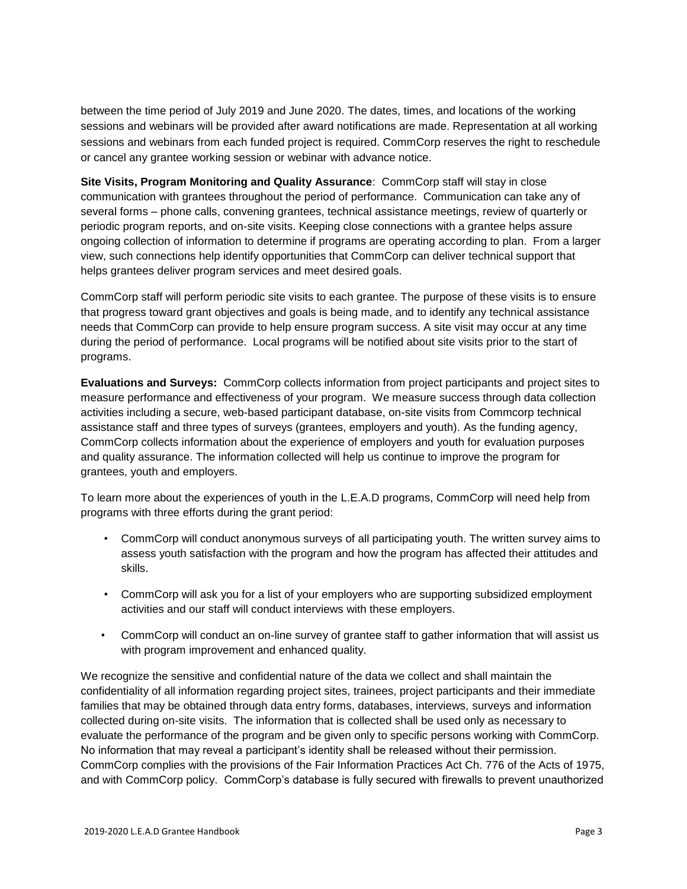between the time period of July 2019 and June 2020. The dates, times, and locations of the working sessions and webinars will be provided after award notifications are made. Representation at all working sessions and webinars from each funded project is required. CommCorp reserves the right to reschedule or cancel any grantee working session or webinar with advance notice.

**Site Visits, Program Monitoring and Quality Assurance**: CommCorp staff will stay in close communication with grantees throughout the period of performance. Communication can take any of several forms – phone calls, convening grantees, technical assistance meetings, review of quarterly or periodic program reports, and on-site visits. Keeping close connections with a grantee helps assure ongoing collection of information to determine if programs are operating according to plan. From a larger view, such connections help identify opportunities that CommCorp can deliver technical support that helps grantees deliver program services and meet desired goals.

CommCorp staff will perform periodic site visits to each grantee. The purpose of these visits is to ensure that progress toward grant objectives and goals is being made, and to identify any technical assistance needs that CommCorp can provide to help ensure program success. A site visit may occur at any time during the period of performance. Local programs will be notified about site visits prior to the start of programs.

**Evaluations and Surveys:** CommCorp collects information from project participants and project sites to measure performance and effectiveness of your program. We measure success through data collection activities including a secure, web-based participant database, on-site visits from Commcorp technical assistance staff and three types of surveys (grantees, employers and youth). As the funding agency, CommCorp collects information about the experience of employers and youth for evaluation purposes and quality assurance. The information collected will help us continue to improve the program for grantees, youth and employers.

To learn more about the experiences of youth in the L.E.A.D programs, CommCorp will need help from programs with three efforts during the grant period:

- CommCorp will conduct anonymous surveys of all participating youth. The written survey aims to assess youth satisfaction with the program and how the program has affected their attitudes and skills.
- CommCorp will ask you for a list of your employers who are supporting subsidized employment activities and our staff will conduct interviews with these employers.
- CommCorp will conduct an on-line survey of grantee staff to gather information that will assist us with program improvement and enhanced quality.

We recognize the sensitive and confidential nature of the data we collect and shall maintain the confidentiality of all information regarding project sites, trainees, project participants and their immediate families that may be obtained through data entry forms, databases, interviews, surveys and information collected during on-site visits. The information that is collected shall be used only as necessary to evaluate the performance of the program and be given only to specific persons working with CommCorp. No information that may reveal a participant's identity shall be released without their permission. CommCorp complies with the provisions of the Fair Information Practices Act Ch. 776 of the Acts of 1975, and with CommCorp policy. CommCorp's database is fully secured with firewalls to prevent unauthorized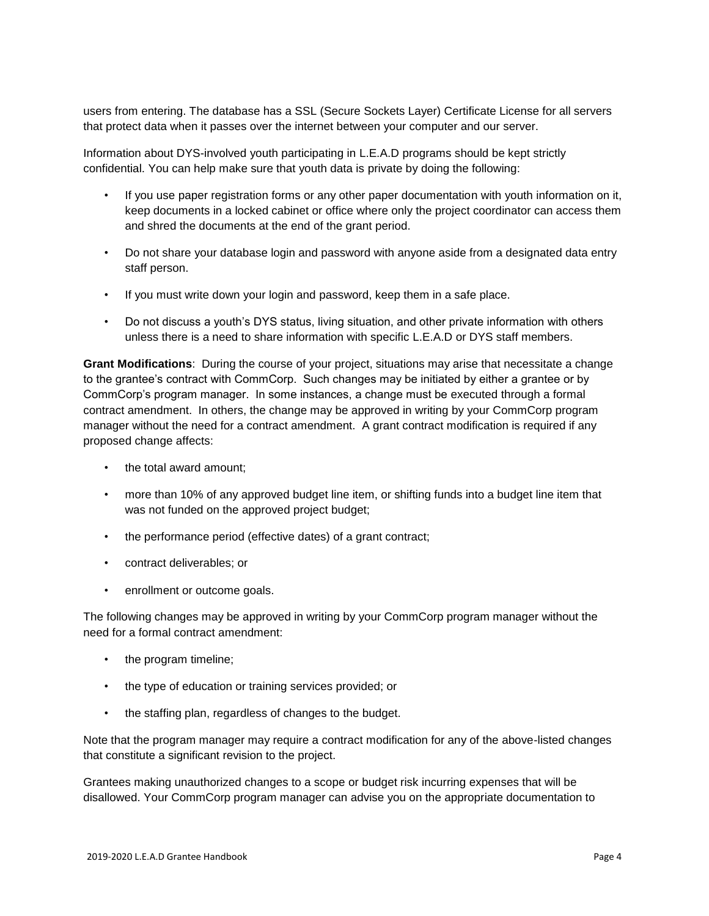users from entering. The database has a SSL (Secure Sockets Layer) Certificate License for all servers that protect data when it passes over the internet between your computer and our server.

Information about DYS-involved youth participating in L.E.A.D programs should be kept strictly confidential. You can help make sure that youth data is private by doing the following:

- If you use paper registration forms or any other paper documentation with youth information on it, keep documents in a locked cabinet or office where only the project coordinator can access them and shred the documents at the end of the grant period.
- Do not share your database login and password with anyone aside from a designated data entry staff person.
- If you must write down your login and password, keep them in a safe place.
- Do not discuss a youth's DYS status, living situation, and other private information with others unless there is a need to share information with specific L.E.A.D or DYS staff members.

**Grant Modifications**: During the course of your project, situations may arise that necessitate a change to the grantee's contract with CommCorp. Such changes may be initiated by either a grantee or by CommCorp's program manager. In some instances, a change must be executed through a formal contract amendment. In others, the change may be approved in writing by your CommCorp program manager without the need for a contract amendment. A grant contract modification is required if any proposed change affects:

- the total award amount;
- more than 10% of any approved budget line item, or shifting funds into a budget line item that was not funded on the approved project budget;
- the performance period (effective dates) of a grant contract;
- contract deliverables; or
- enrollment or outcome goals.

The following changes may be approved in writing by your CommCorp program manager without the need for a formal contract amendment:

- the program timeline;
- the type of education or training services provided; or
- the staffing plan, regardless of changes to the budget.

Note that the program manager may require a contract modification for any of the above-listed changes that constitute a significant revision to the project.

Grantees making unauthorized changes to a scope or budget risk incurring expenses that will be disallowed. Your CommCorp program manager can advise you on the appropriate documentation to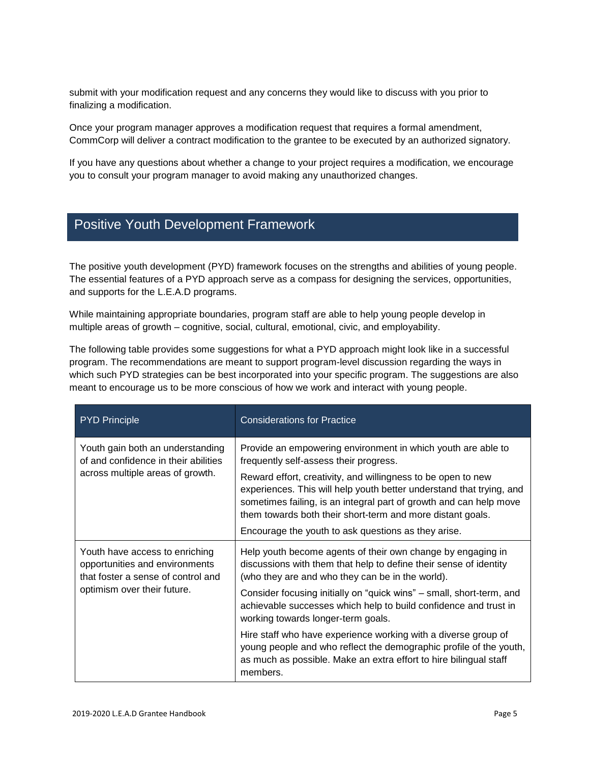submit with your modification request and any concerns they would like to discuss with you prior to finalizing a modification.

Once your program manager approves a modification request that requires a formal amendment, CommCorp will deliver a contract modification to the grantee to be executed by an authorized signatory.

If you have any questions about whether a change to your project requires a modification, we encourage you to consult your program manager to avoid making any unauthorized changes.

## Positive Youth Development Framework

The positive youth development (PYD) framework focuses on the strengths and abilities of young people. The essential features of a PYD approach serve as a compass for designing the services, opportunities, and supports for the L.E.A.D programs.

While maintaining appropriate boundaries, program staff are able to help young people develop in multiple areas of growth – cognitive, social, cultural, emotional, civic, and employability.

The following table provides some suggestions for what a PYD approach might look like in a successful program. The recommendations are meant to support program-level discussion regarding the ways in which such PYD strategies can be best incorporated into your specific program. The suggestions are also meant to encourage us to be more conscious of how we work and interact with young people.

| PYD Principle | Considerations for Practice |
|---|---|
| Youth gain both an understanding of and confidence in their abilities across multiple areas of growth. | Provide an empowering environment in which youth are able to frequently self-assess their progress.<br><br>Reward effort, creativity, and willingness to be open to new experiences. This will help youth better understand that trying, and sometimes failing, is an integral part of growth and can help move them towards both their short-term and more distant goals.<br><br>Encourage the youth to ask questions as they arise. |
| Youth have access to enriching opportunities and environments that foster a sense of control and optimism over their future. | Help youth become agents of their own change by engaging in discussions with them that help to define their sense of identity (who they are and who they can be in the world).<br><br>Consider focusing initially on "quick wins" – small, short-term, and achievable successes which help to build confidence and trust in working towards longer-term goals.<br><br>Hire staff who have experience working with a diverse group of young people and who reflect the demographic profile of the youth, as much as possible. Make an extra effort to hire bilingual staff members. |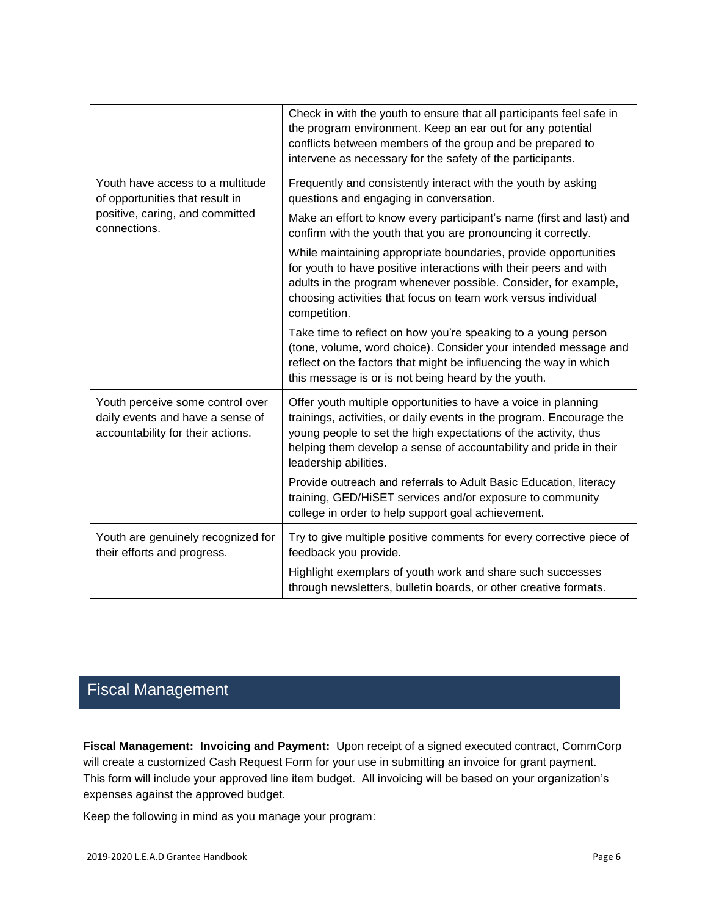| | |
|---|---|
| | Check in with the youth to ensure that all participants feel safe in the program environment. Keep an ear out for any potential conflicts between members of the group and be prepared to intervene as necessary for the safety of the participants. |
| Youth have access to a multitude of opportunities that result in positive, caring, and committed connections. | Frequently and consistently interact with the youth by asking questions and engaging in conversation.<br><br>Make an effort to know every participant's name (first and last) and confirm with the youth that you are pronouncing it correctly.<br><br>While maintaining appropriate boundaries, provide opportunities for youth to have positive interactions with their peers and with adults in the program whenever possible. Consider, for example, choosing activities that focus on team work versus individual competition.<br><br>Take time to reflect on how you're speaking to a young person (tone, volume, word choice). Consider your intended message and reflect on the factors that might be influencing the way in which this message is or is not being heard by the youth. |
| Youth perceive some control over daily events and have a sense of accountability for their actions. | Offer youth multiple opportunities to have a voice in planning trainings, activities, or daily events in the program. Encourage the young people to set the high expectations of the activity, thus helping them develop a sense of accountability and pride in their leadership abilities.<br><br>Provide outreach and referrals to Adult Basic Education, literacy training, GED/HiSET services and/or exposure to community college in order to help support goal achievement. |
| Youth are genuinely recognized for their efforts and progress. | Try to give multiple positive comments for every corrective piece of feedback you provide.<br><br>Highlight exemplars of youth work and share such successes through newsletters, bulletin boards, or other creative formats. |

## Fiscal Management

**Fiscal Management: Invoicing and Payment:** Upon receipt of a signed executed contract, CommCorp will create a customized Cash Request Form for your use in submitting an invoice for grant payment. This form will include your approved line item budget. All invoicing will be based on your organization's expenses against the approved budget.

Keep the following in mind as you manage your program: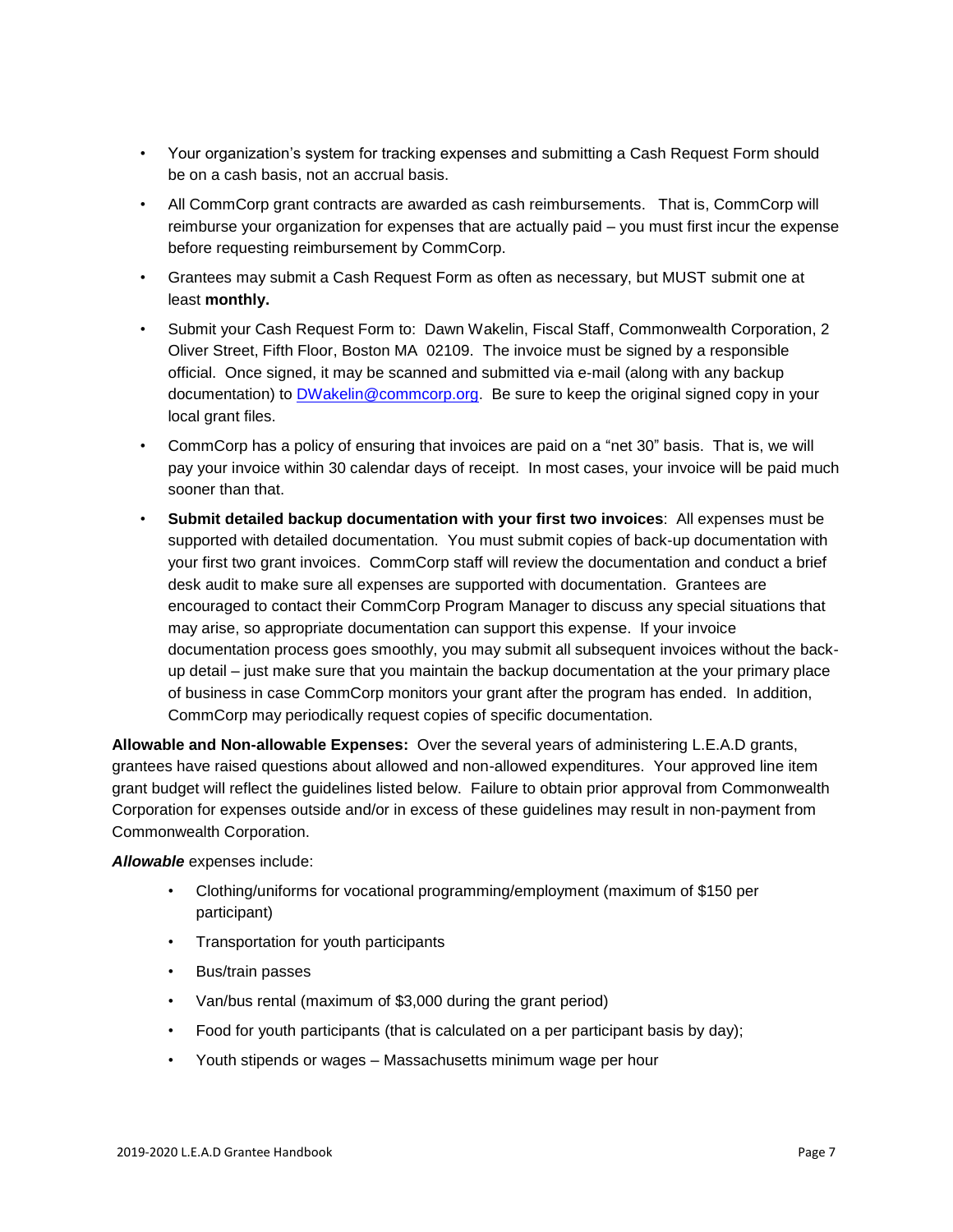- Your organization's system for tracking expenses and submitting a Cash Request Form should be on a cash basis, not an accrual basis.
- All CommCorp grant contracts are awarded as cash reimbursements. That is, CommCorp will reimburse your organization for expenses that are actually paid – you must first incur the expense before requesting reimbursement by CommCorp.
- Grantees may submit a Cash Request Form as often as necessary, but MUST submit one at least **monthly.**
- Submit your Cash Request Form to: Dawn Wakelin, Fiscal Staff, Commonwealth Corporation, 2 Oliver Street, Fifth Floor, Boston MA 02109. The invoice must be signed by a responsible official. Once signed, it may be scanned and submitted via e-mail (along with any backup documentation) to DWakelin@commcorp.org. Be sure to keep the original signed copy in your local grant files.
- CommCorp has a policy of ensuring that invoices are paid on a "net 30" basis. That is, we will pay your invoice within 30 calendar days of receipt. In most cases, your invoice will be paid much sooner than that.
- **Submit detailed backup documentation with your first two invoices**: All expenses must be supported with detailed documentation. You must submit copies of back-up documentation with your first two grant invoices. CommCorp staff will review the documentation and conduct a brief desk audit to make sure all expenses are supported with documentation. Grantees are encouraged to contact their CommCorp Program Manager to discuss any special situations that may arise, so appropriate documentation can support this expense. If your invoice documentation process goes smoothly, you may submit all subsequent invoices without the back-up detail – just make sure that you maintain the backup documentation at the your primary place of business in case CommCorp monitors your grant after the program has ended. In addition, CommCorp may periodically request copies of specific documentation.

**Allowable and Non-allowable Expenses:** Over the several years of administering L.E.A.D grants, grantees have raised questions about allowed and non-allowed expenditures. Your approved line item grant budget will reflect the guidelines listed below. Failure to obtain prior approval from Commonwealth Corporation for expenses outside and/or in excess of these guidelines may result in non-payment from Commonwealth Corporation.

***Allowable*** expenses include:

- Clothing/uniforms for vocational programming/employment (maximum of $150 per participant)
- Transportation for youth participants
- Bus/train passes
- Van/bus rental (maximum of $3,000 during the grant period)
- Food for youth participants (that is calculated on a per participant basis by day);
- Youth stipends or wages – Massachusetts minimum wage per hour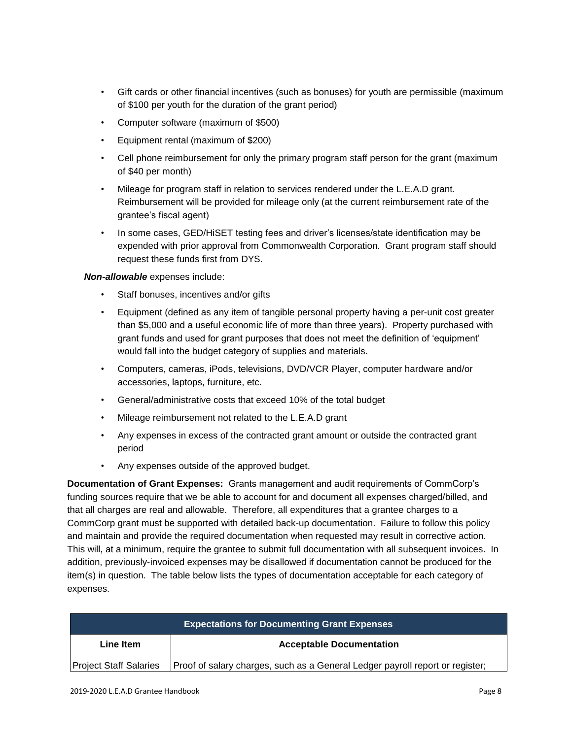- Gift cards or other financial incentives (such as bonuses) for youth are permissible (maximum of $100 per youth for the duration of the grant period)
- Computer software (maximum of $500)
- Equipment rental (maximum of $200)
- Cell phone reimbursement for only the primary program staff person for the grant (maximum of $40 per month)
- Mileage for program staff in relation to services rendered under the L.E.A.D grant. Reimbursement will be provided for mileage only (at the current reimbursement rate of the grantee's fiscal agent)
- In some cases, GED/HiSET testing fees and driver's licenses/state identification may be expended with prior approval from Commonwealth Corporation. Grant program staff should request these funds first from DYS.

***Non-allowable*** expenses include:

- Staff bonuses, incentives and/or gifts
- Equipment (defined as any item of tangible personal property having a per-unit cost greater than $5,000 and a useful economic life of more than three years). Property purchased with grant funds and used for grant purposes that does not meet the definition of 'equipment' would fall into the budget category of supplies and materials.
- Computers, cameras, iPods, televisions, DVD/VCR Player, computer hardware and/or accessories, laptops, furniture, etc.
- General/administrative costs that exceed 10% of the total budget
- Mileage reimbursement not related to the L.E.A.D grant
- Any expenses in excess of the contracted grant amount or outside the contracted grant period
- Any expenses outside of the approved budget.

**Documentation of Grant Expenses:** Grants management and audit requirements of CommCorp's funding sources require that we be able to account for and document all expenses charged/billed, and that all charges are real and allowable. Therefore, all expenditures that a grantee charges to a CommCorp grant must be supported with detailed back-up documentation. Failure to follow this policy and maintain and provide the required documentation when requested may result in corrective action. This will, at a minimum, require the grantee to submit full documentation with all subsequent invoices. In addition, previously-invoiced expenses may be disallowed if documentation cannot be produced for the item(s) in question. The table below lists the types of documentation acceptable for each category of expenses.

| Expectations for Documenting Grant Expenses | |
|---|---|
| **Line Item** | **Acceptable Documentation** |
| Project Staff Salaries | Proof of salary charges, such as a General Ledger payroll report or register; |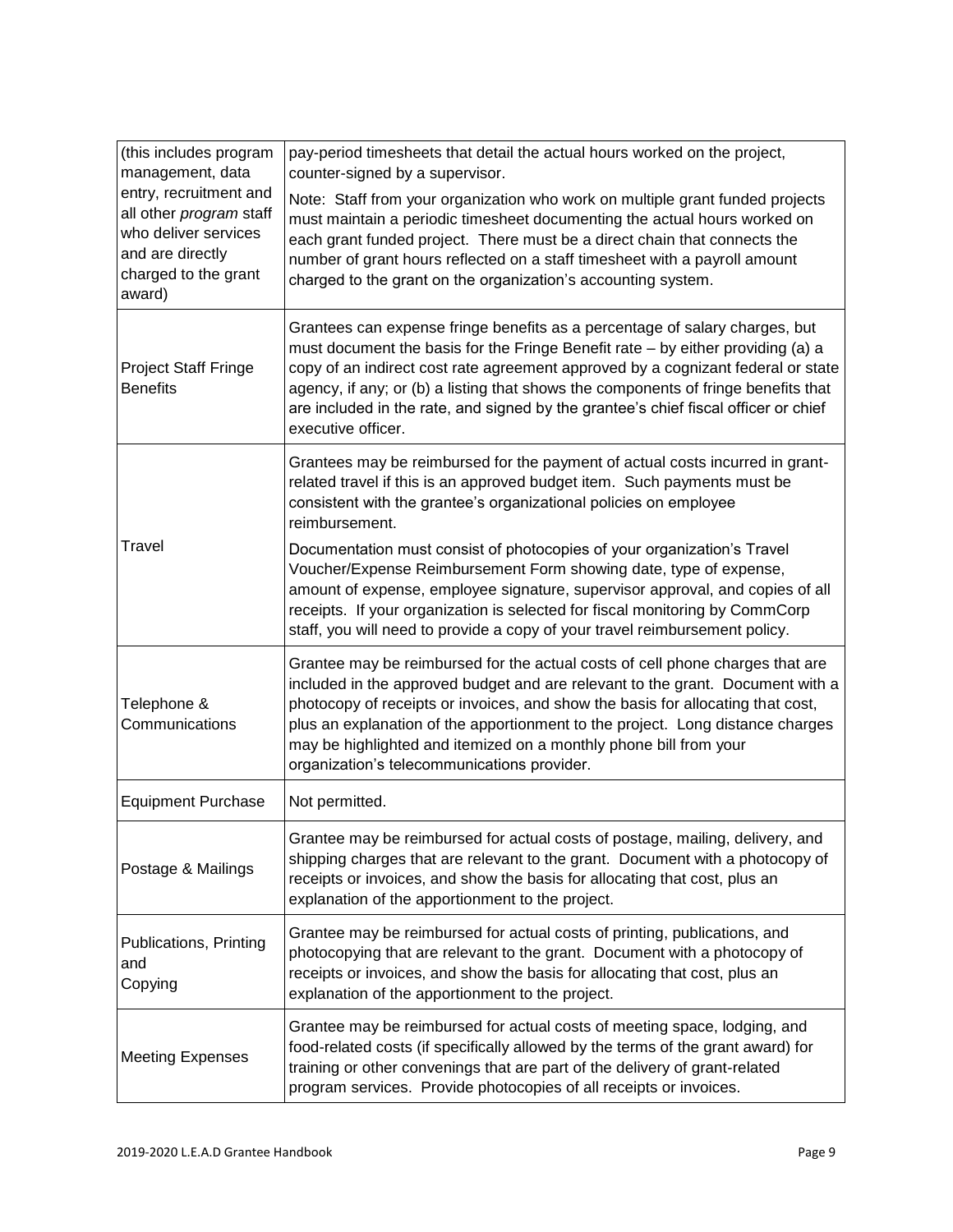| | |
|---|---|
| (this includes program management, data entry, recruitment and all other *program* staff who deliver services and are directly charged to the grant award) | pay-period timesheets that detail the actual hours worked on the project, counter-signed by a supervisor.<br><br>Note: Staff from your organization who work on multiple grant funded projects must maintain a periodic timesheet documenting the actual hours worked on each grant funded project. There must be a direct chain that connects the number of grant hours reflected on a staff timesheet with a payroll amount charged to the grant on the organization's accounting system. |
| Project Staff Fringe Benefits | Grantees can expense fringe benefits as a percentage of salary charges, but must document the basis for the Fringe Benefit rate – by either providing (a) a copy of an indirect cost rate agreement approved by a cognizant federal or state agency, if any; or (b) a listing that shows the components of fringe benefits that are included in the rate, and signed by the grantee's chief fiscal officer or chief executive officer. |
| Travel | Grantees may be reimbursed for the payment of actual costs incurred in grant-related travel if this is an approved budget item. Such payments must be consistent with the grantee's organizational policies on employee reimbursement.<br><br>Documentation must consist of photocopies of your organization's Travel Voucher/Expense Reimbursement Form showing date, type of expense, amount of expense, employee signature, supervisor approval, and copies of all receipts. If your organization is selected for fiscal monitoring by CommCorp staff, you will need to provide a copy of your travel reimbursement policy. |
| Telephone & Communications | Grantee may be reimbursed for the actual costs of cell phone charges that are included in the approved budget and are relevant to the grant. Document with a photocopy of receipts or invoices, and show the basis for allocating that cost, plus an explanation of the apportionment to the project. Long distance charges may be highlighted and itemized on a monthly phone bill from your organization's telecommunications provider. |
| Equipment Purchase | Not permitted. |
| Postage & Mailings | Grantee may be reimbursed for actual costs of postage, mailing, delivery, and shipping charges that are relevant to the grant. Document with a photocopy of receipts or invoices, and show the basis for allocating that cost, plus an explanation of the apportionment to the project. |
| Publications, Printing and Copying | Grantee may be reimbursed for actual costs of printing, publications, and photocopying that are relevant to the grant. Document with a photocopy of receipts or invoices, and show the basis for allocating that cost, plus an explanation of the apportionment to the project. |
| Meeting Expenses | Grantee may be reimbursed for actual costs of meeting space, lodging, and food-related costs (if specifically allowed by the terms of the grant award) for training or other convenings that are part of the delivery of grant-related program services. Provide photocopies of all receipts or invoices. |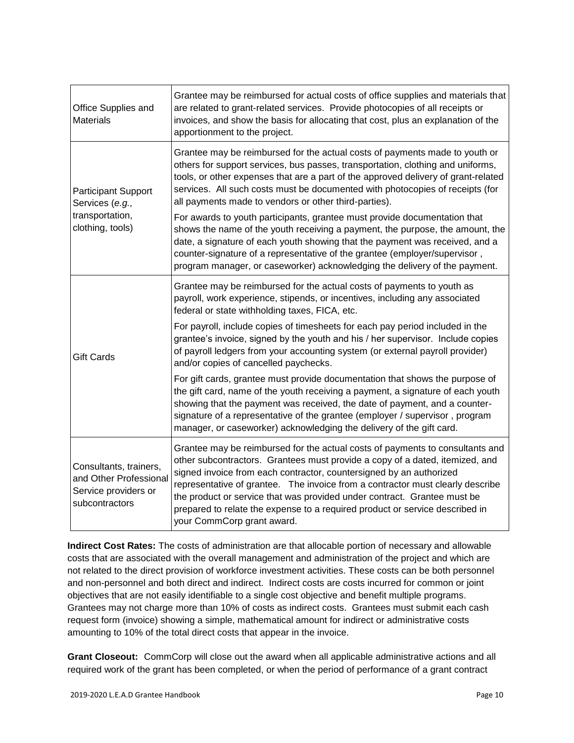| | |
|---|---|
| Office Supplies and Materials | Grantee may be reimbursed for actual costs of office supplies and materials that are related to grant-related services. Provide photocopies of all receipts or invoices, and show the basis for allocating that cost, plus an explanation of the apportionment to the project. |
| Participant Support Services (*e.g.,* transportation, clothing, tools) | Grantee may be reimbursed for the actual costs of payments made to youth or others for support services, bus passes, transportation, clothing and uniforms, tools, or other expenses that are a part of the approved delivery of grant-related services. All such costs must be documented with photocopies of receipts (for all payments made to vendors or other third-parties).<br><br>For awards to youth participants, grantee must provide documentation that shows the name of the youth receiving a payment, the purpose, the amount, the date, a signature of each youth showing that the payment was received, and a counter-signature of a representative of the grantee (employer/supervisor , program manager, or caseworker) acknowledging the delivery of the payment. |
| Gift Cards | Grantee may be reimbursed for the actual costs of payments to youth as payroll, work experience, stipends, or incentives, including any associated federal or state withholding taxes, FICA, etc.<br><br>For payroll, include copies of timesheets for each pay period included in the grantee's invoice, signed by the youth and his / her supervisor. Include copies of payroll ledgers from your accounting system (or external payroll provider) and/or copies of cancelled paychecks.<br><br>For gift cards, grantee must provide documentation that shows the purpose of the gift card, name of the youth receiving a payment, a signature of each youth showing that the payment was received, the date of payment, and a counter-signature of a representative of the grantee (employer / supervisor , program manager, or caseworker) acknowledging the delivery of the gift card. |
| Consultants, trainers, and Other Professional Service providers or subcontractors | Grantee may be reimbursed for the actual costs of payments to consultants and other subcontractors. Grantees must provide a copy of a dated, itemized, and signed invoice from each contractor, countersigned by an authorized representative of grantee. The invoice from a contractor must clearly describe the product or service that was provided under contract. Grantee must be prepared to relate the expense to a required product or service described in your CommCorp grant award. |

**Indirect Cost Rates:** The costs of administration are that allocable portion of necessary and allowable costs that are associated with the overall management and administration of the project and which are not related to the direct provision of workforce investment activities. These costs can be both personnel and non-personnel and both direct and indirect. Indirect costs are costs incurred for common or joint objectives that are not easily identifiable to a single cost objective and benefit multiple programs. Grantees may not charge more than 10% of costs as indirect costs. Grantees must submit each cash request form (invoice) showing a simple, mathematical amount for indirect or administrative costs amounting to 10% of the total direct costs that appear in the invoice.

**Grant Closeout:** CommCorp will close out the award when all applicable administrative actions and all required work of the grant has been completed, or when the period of performance of a grant contract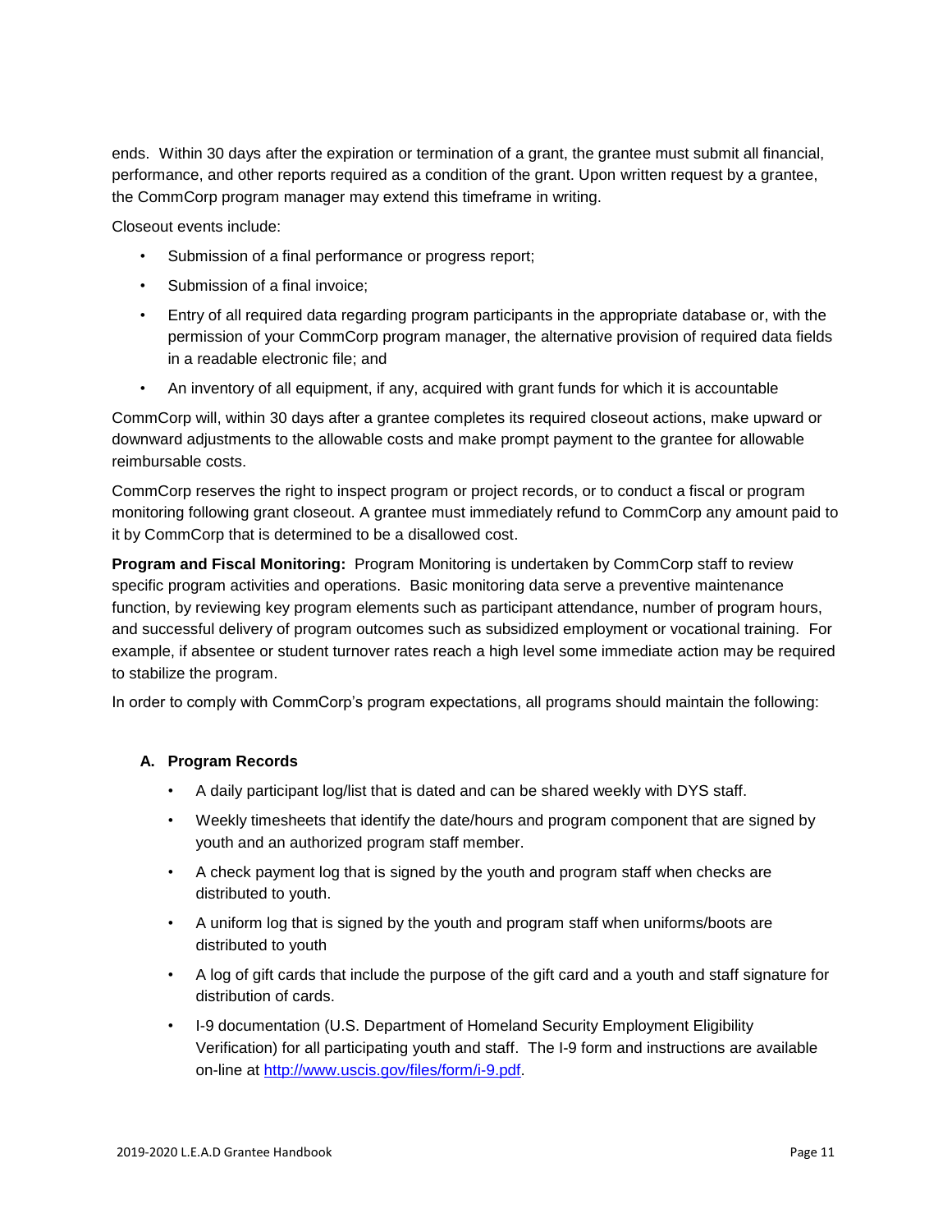ends. Within 30 days after the expiration or termination of a grant, the grantee must submit all financial, performance, and other reports required as a condition of the grant. Upon written request by a grantee, the CommCorp program manager may extend this timeframe in writing.

Closeout events include:

- Submission of a final performance or progress report;
- Submission of a final invoice;
- Entry of all required data regarding program participants in the appropriate database or, with the permission of your CommCorp program manager, the alternative provision of required data fields in a readable electronic file; and
- An inventory of all equipment, if any, acquired with grant funds for which it is accountable

CommCorp will, within 30 days after a grantee completes its required closeout actions, make upward or downward adjustments to the allowable costs and make prompt payment to the grantee for allowable reimbursable costs.

CommCorp reserves the right to inspect program or project records, or to conduct a fiscal or program monitoring following grant closeout. A grantee must immediately refund to CommCorp any amount paid to it by CommCorp that is determined to be a disallowed cost.

**Program and Fiscal Monitoring:** Program Monitoring is undertaken by CommCorp staff to review specific program activities and operations. Basic monitoring data serve a preventive maintenance function, by reviewing key program elements such as participant attendance, number of program hours, and successful delivery of program outcomes such as subsidized employment or vocational training. For example, if absentee or student turnover rates reach a high level some immediate action may be required to stabilize the program.

In order to comply with CommCorp's program expectations, all programs should maintain the following:

**A. Program Records**

- A daily participant log/list that is dated and can be shared weekly with DYS staff.
- Weekly timesheets that identify the date/hours and program component that are signed by youth and an authorized program staff member.
- A check payment log that is signed by the youth and program staff when checks are distributed to youth.
- A uniform log that is signed by the youth and program staff when uniforms/boots are distributed to youth
- A log of gift cards that include the purpose of the gift card and a youth and staff signature for distribution of cards.
- I-9 documentation (U.S. Department of Homeland Security Employment Eligibility Verification) for all participating youth and staff. The I-9 form and instructions are available on-line at [http://www.uscis.gov/files/form/i-9.pdf](http://www.uscis.gov/files/form/i-9.pdf).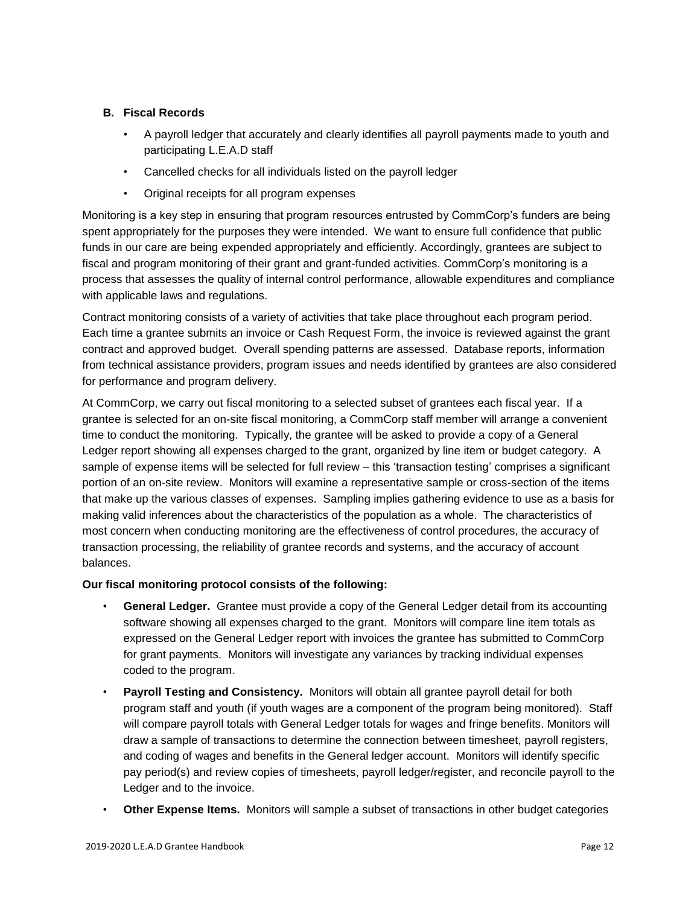### B. Fiscal Records

- A payroll ledger that accurately and clearly identifies all payroll payments made to youth and participating L.E.A.D staff
- Cancelled checks for all individuals listed on the payroll ledger
- Original receipts for all program expenses

Monitoring is a key step in ensuring that program resources entrusted by CommCorp's funders are being spent appropriately for the purposes they were intended. We want to ensure full confidence that public funds in our care are being expended appropriately and efficiently. Accordingly, grantees are subject to fiscal and program monitoring of their grant and grant-funded activities. CommCorp's monitoring is a process that assesses the quality of internal control performance, allowable expenditures and compliance with applicable laws and regulations.

Contract monitoring consists of a variety of activities that take place throughout each program period. Each time a grantee submits an invoice or Cash Request Form, the invoice is reviewed against the grant contract and approved budget. Overall spending patterns are assessed. Database reports, information from technical assistance providers, program issues and needs identified by grantees are also considered for performance and program delivery.

At CommCorp, we carry out fiscal monitoring to a selected subset of grantees each fiscal year. If a grantee is selected for an on-site fiscal monitoring, a CommCorp staff member will arrange a convenient time to conduct the monitoring. Typically, the grantee will be asked to provide a copy of a General Ledger report showing all expenses charged to the grant, organized by line item or budget category. A sample of expense items will be selected for full review – this 'transaction testing' comprises a significant portion of an on-site review. Monitors will examine a representative sample or cross-section of the items that make up the various classes of expenses. Sampling implies gathering evidence to use as a basis for making valid inferences about the characteristics of the population as a whole. The characteristics of most concern when conducting monitoring are the effectiveness of control procedures, the accuracy of transaction processing, the reliability of grantee records and systems, and the accuracy of account balances.

**Our fiscal monitoring protocol consists of the following:**

- **General Ledger.** Grantee must provide a copy of the General Ledger detail from its accounting software showing all expenses charged to the grant. Monitors will compare line item totals as expressed on the General Ledger report with invoices the grantee has submitted to CommCorp for grant payments. Monitors will investigate any variances by tracking individual expenses coded to the program.
- **Payroll Testing and Consistency.** Monitors will obtain all grantee payroll detail for both program staff and youth (if youth wages are a component of the program being monitored). Staff will compare payroll totals with General Ledger totals for wages and fringe benefits. Monitors will draw a sample of transactions to determine the connection between timesheet, payroll registers, and coding of wages and benefits in the General ledger account. Monitors will identify specific pay period(s) and review copies of timesheets, payroll ledger/register, and reconcile payroll to the Ledger and to the invoice.
- **Other Expense Items.** Monitors will sample a subset of transactions in other budget categories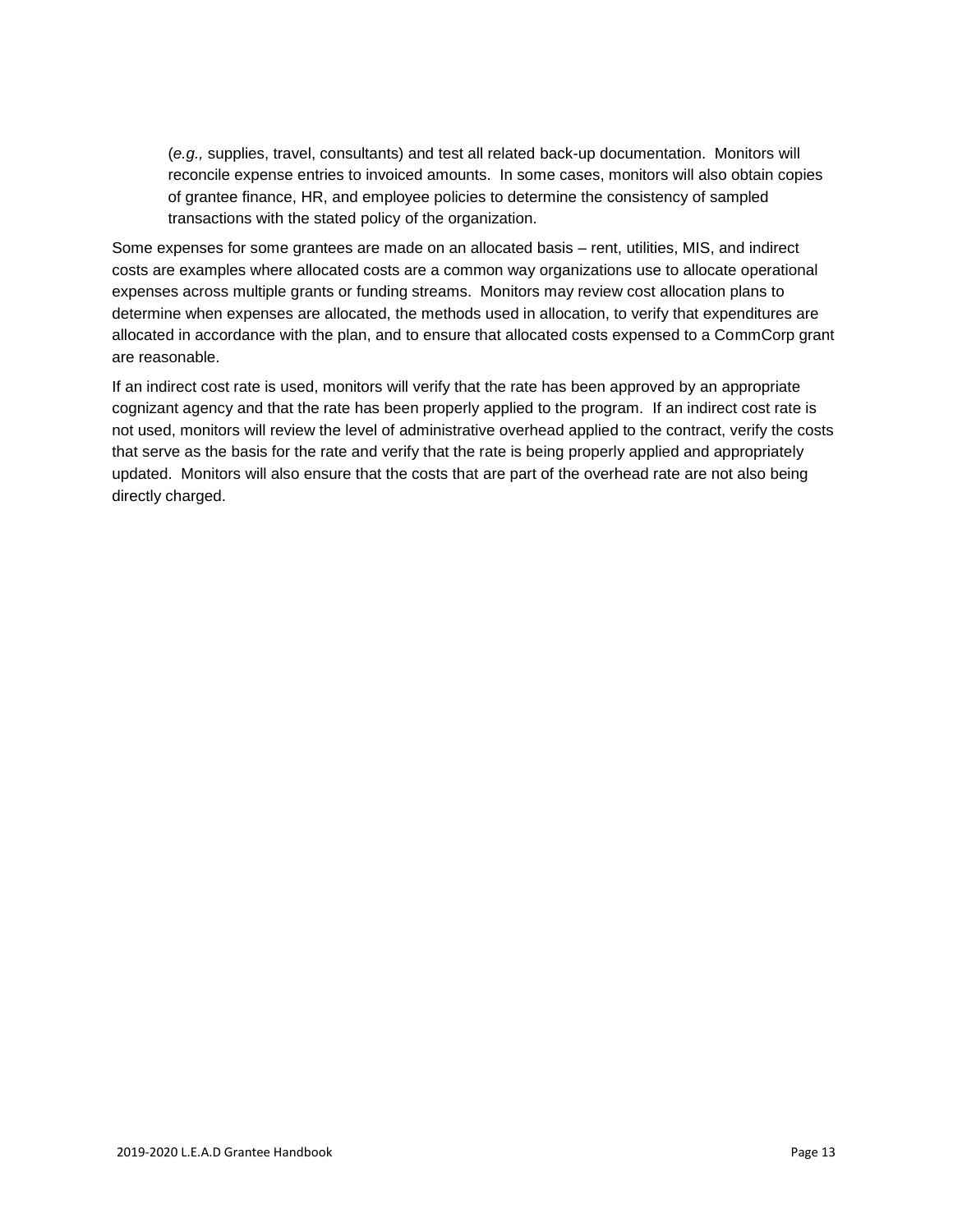(*e.g.,* supplies, travel, consultants) and test all related back-up documentation. Monitors will reconcile expense entries to invoiced amounts. In some cases, monitors will also obtain copies of grantee finance, HR, and employee policies to determine the consistency of sampled transactions with the stated policy of the organization.

Some expenses for some grantees are made on an allocated basis – rent, utilities, MIS, and indirect costs are examples where allocated costs are a common way organizations use to allocate operational expenses across multiple grants or funding streams. Monitors may review cost allocation plans to determine when expenses are allocated, the methods used in allocation, to verify that expenditures are allocated in accordance with the plan, and to ensure that allocated costs expensed to a CommCorp grant are reasonable.

If an indirect cost rate is used, monitors will verify that the rate has been approved by an appropriate cognizant agency and that the rate has been properly applied to the program. If an indirect cost rate is not used, monitors will review the level of administrative overhead applied to the contract, verify the costs that serve as the basis for the rate and verify that the rate is being properly applied and appropriately updated. Monitors will also ensure that the costs that are part of the overhead rate are not also being directly charged.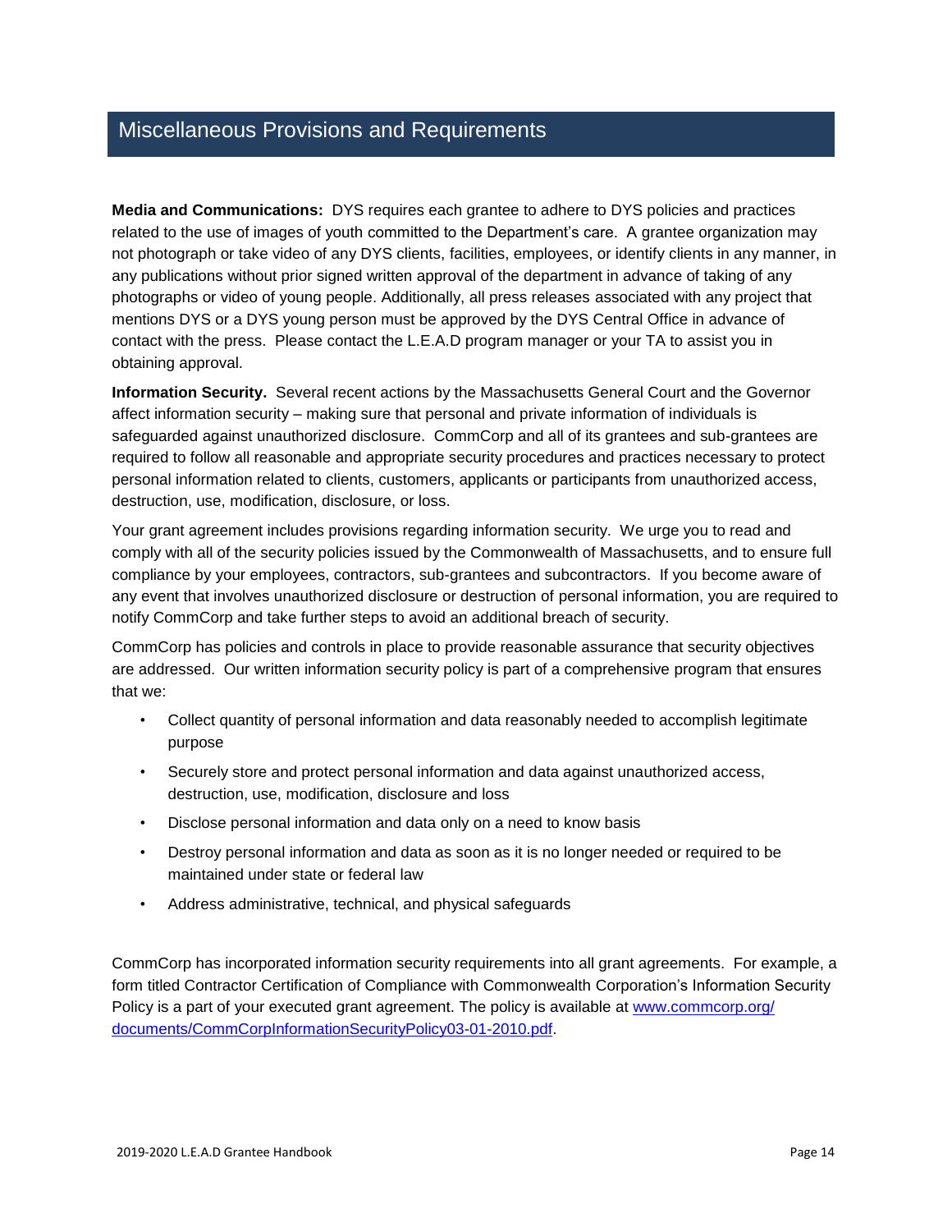## Miscellaneous Provisions and Requirements

**Media and Communications:** DYS requires each grantee to adhere to DYS policies and practices related to the use of images of youth committed to the Department's care. A grantee organization may not photograph or take video of any DYS clients, facilities, employees, or identify clients in any manner, in any publications without prior signed written approval of the department in advance of taking of any photographs or video of young people. Additionally, all press releases associated with any project that mentions DYS or a DYS young person must be approved by the DYS Central Office in advance of contact with the press. Please contact the L.E.A.D program manager or your TA to assist you in obtaining approval.

**Information Security.** Several recent actions by the Massachusetts General Court and the Governor affect information security – making sure that personal and private information of individuals is safeguarded against unauthorized disclosure. CommCorp and all of its grantees and sub-grantees are required to follow all reasonable and appropriate security procedures and practices necessary to protect personal information related to clients, customers, applicants or participants from unauthorized access, destruction, use, modification, disclosure, or loss.

Your grant agreement includes provisions regarding information security. We urge you to read and comply with all of the security policies issued by the Commonwealth of Massachusetts, and to ensure full compliance by your employees, contractors, sub-grantees and subcontractors. If you become aware of any event that involves unauthorized disclosure or destruction of personal information, you are required to notify CommCorp and take further steps to avoid an additional breach of security.

CommCorp has policies and controls in place to provide reasonable assurance that security objectives are addressed. Our written information security policy is part of a comprehensive program that ensures that we:

- Collect quantity of personal information and data reasonably needed to accomplish legitimate purpose
- Securely store and protect personal information and data against unauthorized access, destruction, use, modification, disclosure and loss
- Disclose personal information and data only on a need to know basis
- Destroy personal information and data as soon as it is no longer needed or required to be maintained under state or federal law
- Address administrative, technical, and physical safeguards

CommCorp has incorporated information security requirements into all grant agreements. For example, a form titled Contractor Certification of Compliance with Commonwealth Corporation's Information Security Policy is a part of your executed grant agreement. The policy is available at [www.commcorp.org/documents/CommCorpInformationSecurityPolicy03-01-2010.pdf](www.commcorp.org/documents/CommCorpInformationSecurityPolicy03-01-2010.pdf).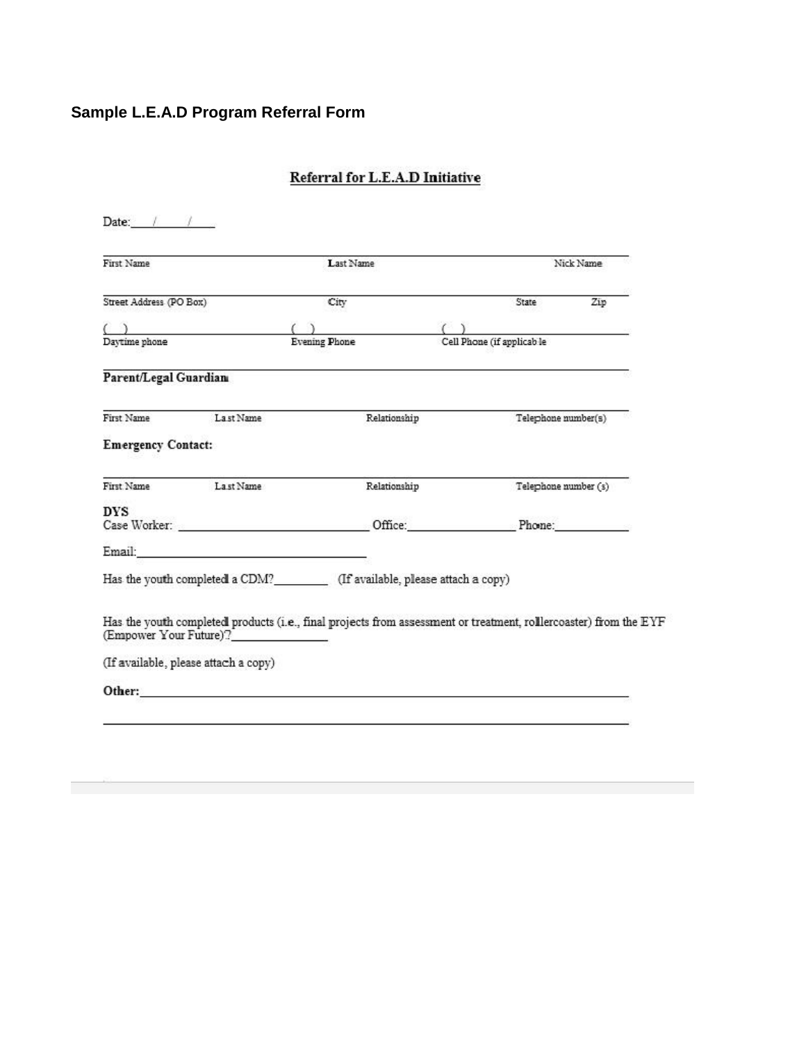**Sample L.E.A.D Program Referral Form**

## Referral for L.E.A.D Initiative

Date:\_\_\_\_/\_\_\_\_/\_\_\_\_

| First Name | Last Name | Nick Name |
|---|---|---|
| | | |

| Street Address (PO Box) | City | State | Zip |
|---|---|---|---|
| | | | |

| Daytime phone | Evening Phone | Cell Phone (if applicable |
|---|---|---|
| ( ) | ( ) | ( ) |

**Parent/Legal Guardian**

| First Name | Last Name | Relationship | Telephone number(s) |
|---|---|---|---|
| | | | |

**Emergency Contact:**

| First Name | Last Name | Relationship | Telephone number (s) |
|---|---|---|---|
| | | | |

**DYS**

Case Worker: \_\_\_\_\_\_\_\_\_\_\_\_\_\_\_\_\_\_\_\_\_\_\_\_\_\_\_\_ Office:\_\_\_\_\_\_\_\_\_\_\_\_\_\_\_\_\_ Phone:\_\_\_\_\_\_\_\_\_\_\_\_

Email:\_\_\_\_\_\_\_\_\_\_\_\_\_\_\_\_\_\_\_\_\_\_\_\_\_\_\_\_\_\_\_\_\_\_\_\_

Has the youth completed a CDM?\_\_\_\_\_\_\_\_\_ (If available, please attach a copy)

Has the youth completed products (i.e., final projects from assessment or treatment, rollercoaster) from the EYF (Empower Your Future)?\_\_\_\_\_\_\_\_\_\_\_\_\_\_\_

(If available, please attach a copy)

**Other:**\_\_\_\_\_\_\_\_\_\_\_\_\_\_\_\_\_\_\_\_\_\_\_\_\_\_\_\_\_\_\_\_\_\_\_\_\_\_\_\_\_\_\_\_\_\_\_\_\_\_\_\_\_\_\_\_\_\_\_\_\_\_\_\_\_\_\_\_\_\_\_\_\_\_

\_\_\_\_\_\_\_\_\_\_\_\_\_\_\_\_\_\_\_\_\_\_\_\_\_\_\_\_\_\_\_\_\_\_\_\_\_\_\_\_\_\_\_\_\_\_\_\_\_\_\_\_\_\_\_\_\_\_\_\_\_\_\_\_\_\_\_\_\_\_\_\_\_\_\_\_\_\_\_\_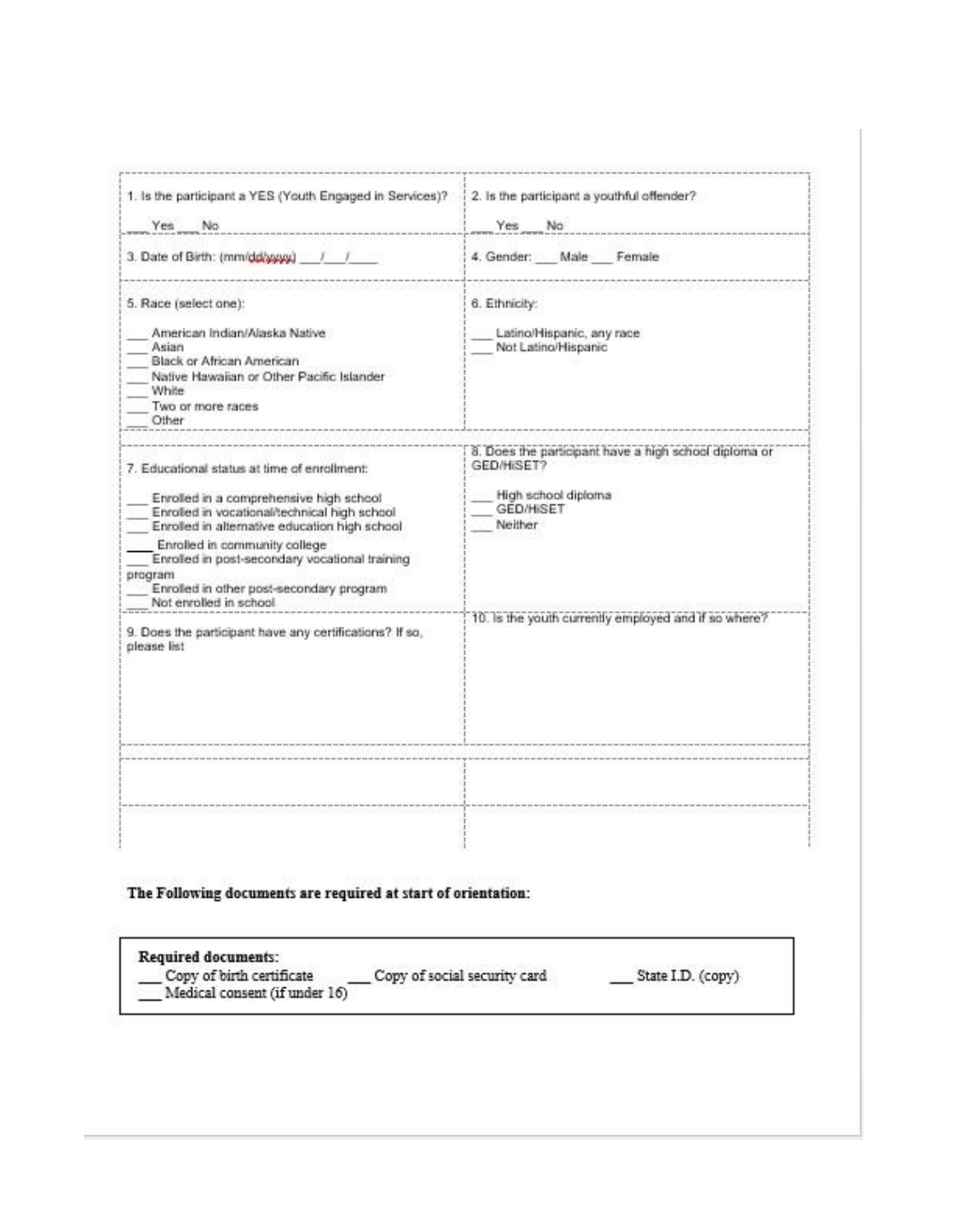| | |
|---|---|
| 1. Is the participant a YES (Youth Engaged in Services)?<br><br>___ Yes ___ No | 2. Is the participant a youthful offender?<br><br>___ Yes ___ No |
| 3. Date of Birth: (mm/dd/yyyy) ___/___/____ | 4. Gender: ___ Male ___ Female |
| 5. Race (select one):<br><br>___ American Indian/Alaska Native<br>___ Asian<br>___ Black or African American<br>___ Native Hawaiian or Other Pacific Islander<br>___ White<br>___ Two or more races<br>___ Other | 6. Ethnicity:<br><br>___ Latino/Hispanic, any race<br>___ Not Latino/Hispanic |
| 7. Educational status at time of enrollment:<br><br>___ Enrolled in a comprehensive high school<br>___ Enrolled in vocational/technical high school<br>___ Enrolled in alternative education high school<br>___ Enrolled in community college<br>___ Enrolled in post-secondary vocational training program<br>___ Enrolled in other post-secondary program<br>___ Not enrolled in school | 8. Does the participant have a high school diploma or GED/HiSET?<br><br>___ High school diploma<br>___ GED/HiSET<br>___ Neither |
| 9. Does the participant have any certifications? If so, please list | 10. Is the youth currently employed and if so where? |
| | |
| | |

**The Following documents are required at start of orientation:**

**Required documents:**

___ Copy of birth certificate ___ Copy of social security card ___ State I.D. (copy)

___ Medical consent (if under 16)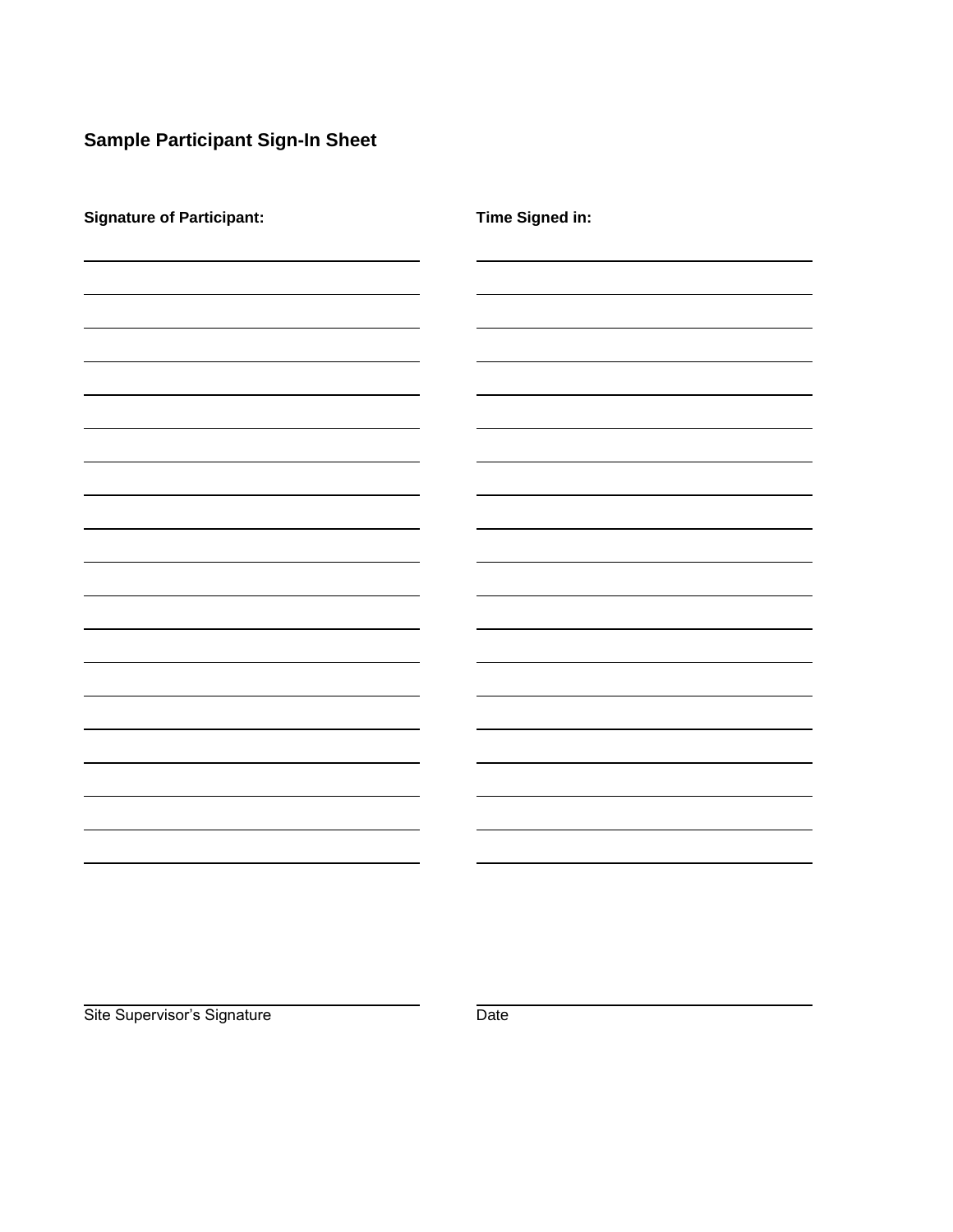## Sample Participant Sign-In Sheet

| Signature of Participant: | Time Signed in: |
|---|---|
| | |
| | |
| | |
| | |
| | |
| | |
| | |
| | |
| | |
| | |
| | |
| | |
| | |
| | |
| | |
| | |
| | |
| | |
| | |

\_\_\_\_\_\_\_\_\_\_\_\_\_\_\_\_\_\_\_\_\_\_\_\_\_\_\_\_\_\_ \_\_\_\_\_\_\_\_\_\_\_\_\_\_\_\_\_\_\_\_\_\_\_\_\_\_\_\_\_\_

Site Supervisor's Signature Date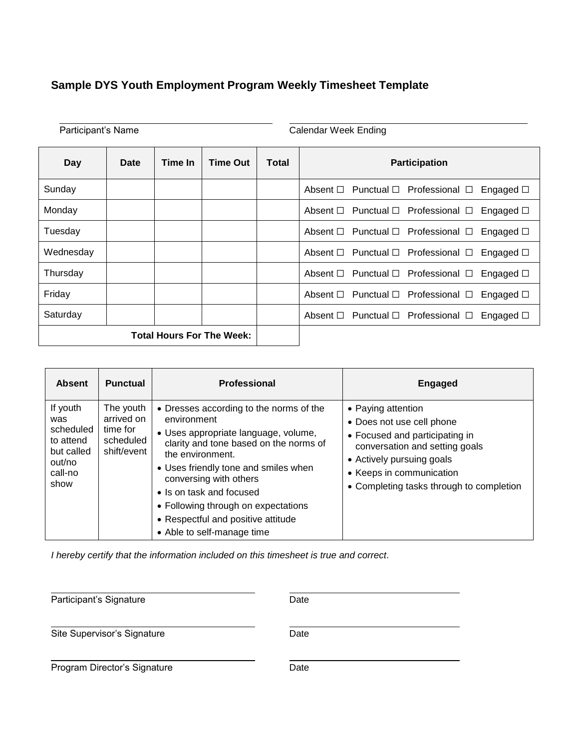## Sample DYS Youth Employment Program Weekly Timesheet Template

Participant's Name ______________________________ Calendar Week Ending ______________________________

| Day | Date | Time In | Time Out | Total | Participation |
|---|---|---|---|---|---|
| Sunday | | | | | Absent ☐ Punctual ☐ Professional ☐ Engaged ☐ |
| Monday | | | | | Absent ☐ Punctual ☐ Professional ☐ Engaged ☐ |
| Tuesday | | | | | Absent ☐ Punctual ☐ Professional ☐ Engaged ☐ |
| Wednesday | | | | | Absent ☐ Punctual ☐ Professional ☐ Engaged ☐ |
| Thursday | | | | | Absent ☐ Punctual ☐ Professional ☐ Engaged ☐ |
| Friday | | | | | Absent ☐ Punctual ☐ Professional ☐ Engaged ☐ |
| Saturday | | | | | Absent ☐ Punctual ☐ Professional ☐ Engaged ☐ |
| | | | **Total Hours For The Week:** | | |

| Absent | Punctual | Professional | Engaged |
|---|---|---|---|
| If youth was scheduled to attend but called out/no call-no show | The youth arrived on time for scheduled shift/event | • Dresses according to the norms of the environment<br>• Uses appropriate language, volume, clarity and tone based on the norms of the environment.<br>• Uses friendly tone and smiles when conversing with others<br>• Is on task and focused<br>• Following through on expectations<br>• Respectful and positive attitude<br>• Able to self-manage time | • Paying attention<br>• Does not use cell phone<br>• Focused and participating in conversation and setting goals<br>• Actively pursuing goals<br>• Keeps in communication<br>• Completing tasks through to completion |

*I hereby certify that the information included on this timesheet is true and correct.*

Participant's Signature ______________________________ Date ______________________________

Site Supervisor's Signature ______________________________ Date ______________________________

Program Director's Signature ______________________________ Date ______________________________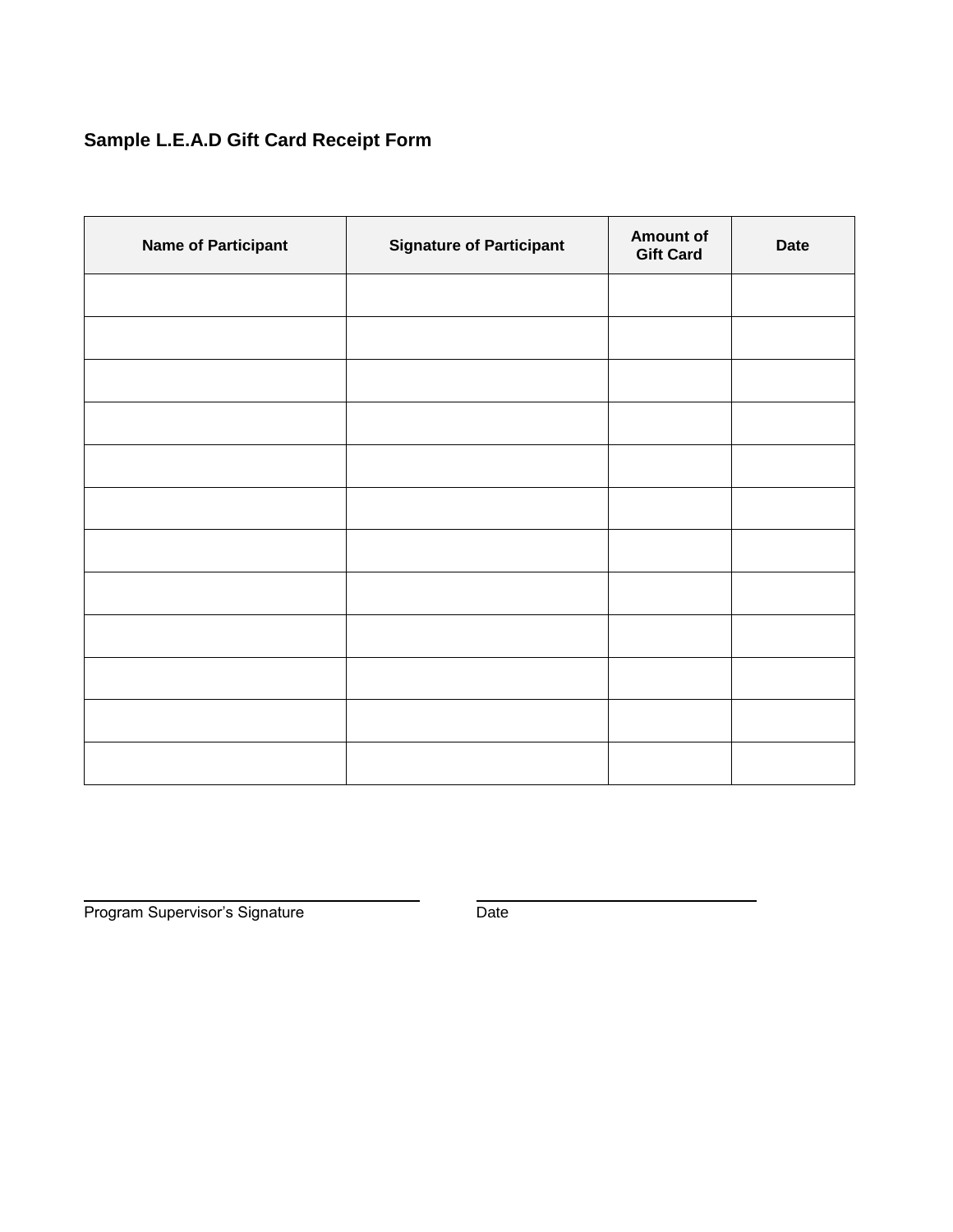**Sample L.E.A.D Gift Card Receipt Form**

| Name of Participant | Signature of Participant | Amount of Gift Card | Date |
|---|---|---|---|
| | | | |
| | | | |
| | | | |
| | | | |
| | | | |
| | | | |
| | | | |
| | | | |
| | | | |
| | | | |
| | | | |
| | | | |

\_\_\_\_\_\_\_\_\_\_\_\_\_\_\_\_\_\_\_\_\_\_\_\_\_\_\_\_\_\_\_\_\_ \_\_\_\_\_\_\_\_\_\_\_\_\_\_\_\_\_\_\_\_\_\_\_\_\_\_\_\_
Program Supervisor’s Signature Date